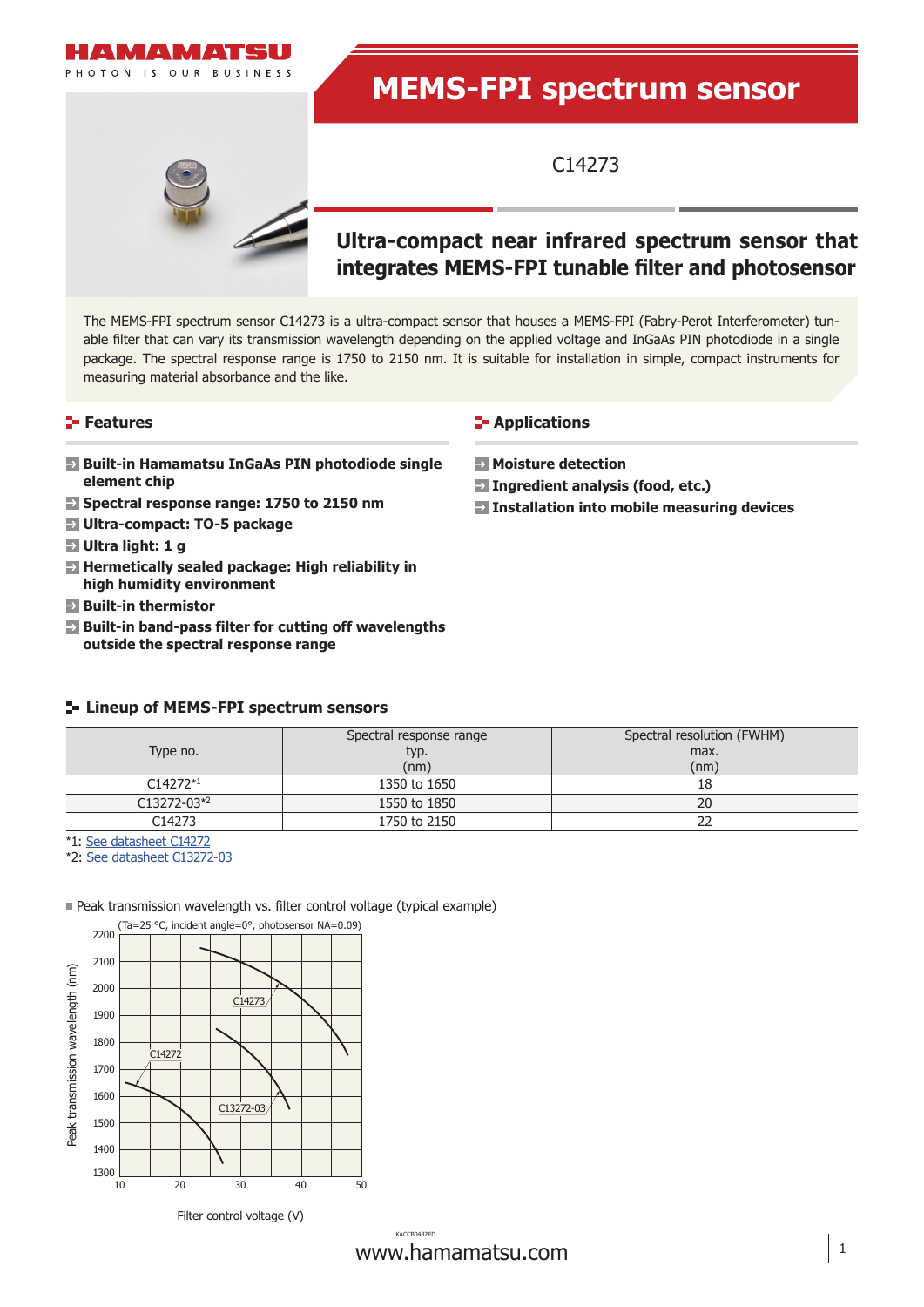# MEMS-FPI spectrum sensor

C14273

## Ultra-compact near infrared spectrum sensor that integrates MEMS-FPI tunable filter and photosensor

The MEMS-FPI spectrum sensor C14273 is a ultra-compact sensor that houses a MEMS-FPI (Fabry-Perot Interferometer) tunable filter that can vary its transmission wavelength depending on the applied voltage and InGaAs PIN photodiode in a single package. The spectral response range is 1750 to 2150 nm. It is suitable for installation in simple, compact instruments for measuring material absorbance and the like.

### Features

- **Built-in Hamamatsu InGaAs PIN photodiode single element chip**
- **Spectral response range: 1750 to 2150 nm**
- **Ultra-compact: TO-5 package**
- **Ultra light: 1 g**
- **Hermetically sealed package: High reliability in high humidity environment**
- **Built-in thermistor**
- **Built-in band-pass filter for cutting off wavelengths outside the spectral response range**

### Applications

- **Moisture detection**
- **Ingredient analysis (food, etc.)**
- **Installation into mobile measuring devices**

### Lineup of MEMS-FPI spectrum sensors

| Type no. | Spectral response range typ. (nm) | Spectral resolution (FWHM) max. (nm) |
|---|---|---|
| C14272*1 | 1350 to 1650 | 18 |
| C13272-03*2 | 1550 to 1850 | 20 |
| C14273 | 1750 to 2150 | 22 |

*1: See datasheet C14272
*2: See datasheet C13272-03

■ Peak transmission wavelength vs. filter control voltage (typical example)

(Ta=25 °C, incident angle=0°, photosensor NA=0.09)

KACCB0482ED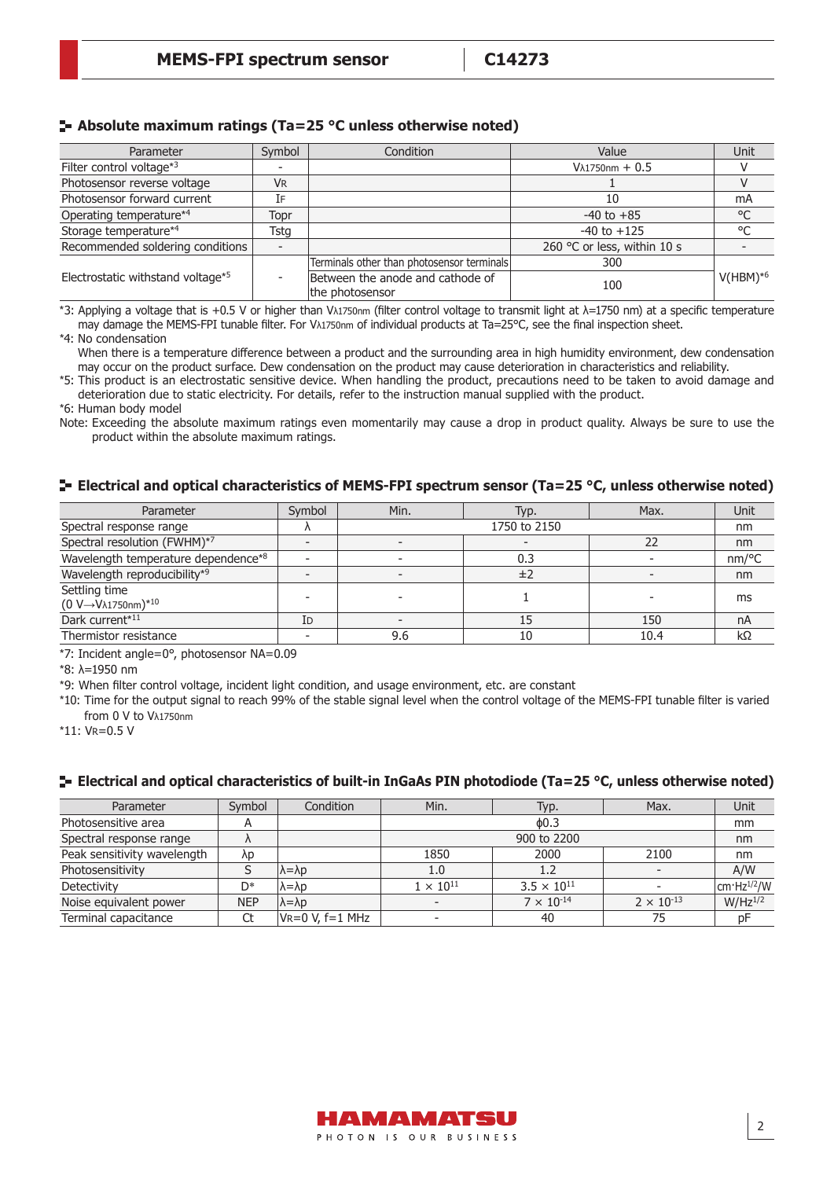## Absolute maximum ratings (Ta=25 °C unless otherwise noted)

| Parameter | Symbol | Condition | Value | Unit |
|---|---|---|---|---|
| Filter control voltage*3 | - | | $V_{\lambda 1750nm}$ + 0.5 | V |
| Photosensor reverse voltage | $V_R$ | | 1 | V |
| Photosensor forward current | $I_F$ | | 10 | mA |
| Operating temperature*4 | Topr | | -40 to +85 | °C |
| Storage temperature*4 | Tstg | | -40 to +125 | °C |
| Recommended soldering conditions | - | | 260 °C or less, within 10 s | - |
| Electrostatic withstand voltage*5 | - | Terminals other than photosensor terminals | 300 | V(HBM)*6 |
| | | Between the anode and cathode of the photosensor | 100 | |

*3: Applying a voltage that is +0.5 V or higher than $V_{\lambda 1750nm}$ (filter control voltage to transmit light at λ=1750 nm) at a specific temperature may damage the MEMS-FPI tunable filter. For $V_{\lambda 1750nm}$ of individual products at Ta=25°C, see the final inspection sheet.

*4: No condensation
When there is a temperature difference between a product and the surrounding area in high humidity environment, dew condensation may occur on the product surface. Dew condensation on the product may cause deterioration in characteristics and reliability.

*5: This product is an electrostatic sensitive device. When handling the product, precautions need to be taken to avoid damage and deterioration due to static electricity. For details, refer to the instruction manual supplied with the product.

*6: Human body model

Note: Exceeding the absolute maximum ratings even momentarily may cause a drop in product quality. Always be sure to use the product within the absolute maximum ratings.

## Electrical and optical characteristics of MEMS-FPI spectrum sensor (Ta=25 °C, unless otherwise noted)

| Parameter | Symbol | Min. | Typ. | Max. | Unit |
|---|---|---|---|---|---|
| Spectral response range | λ | | 1750 to 2150 | | nm |
| Spectral resolution (FWHM)*7 | - | - | - | 22 | nm |
| Wavelength temperature dependence*8 | - | - | 0.3 | - | nm/°C |
| Wavelength reproducibility*9 | - | - | ±2 | - | nm |
| Settling time (0 V→$V_{\lambda 1750nm}$)*10 | - | - | 1 | - | ms |
| Dark current*11 | $I_D$ | - | 15 | 150 | nA |
| Thermistor resistance | - | 9.6 | 10 | 10.4 | kΩ |

*7: Incident angle=0°, photosensor NA=0.09

*8: λ=1950 nm

*9: When filter control voltage, incident light condition, and usage environment, etc. are constant

*10: Time for the output signal to reach 99% of the stable signal level when the control voltage of the MEMS-FPI tunable filter is varied from 0 V to $V_{\lambda 1750nm}$

*11: $V_R$=0.5 V

## Electrical and optical characteristics of built-in InGaAs PIN photodiode (Ta=25 °C, unless otherwise noted)

| Parameter | Symbol | Condition | Min. | Typ. | Max. | Unit |
|---|---|---|---|---|---|---|
| Photosensitive area | A | | | ϕ0.3 | | mm |
| Spectral response range | λ | | | 900 to 2200 | | nm |
| Peak sensitivity wavelength | λp | | 1850 | 2000 | 2100 | nm |
| Photosensitivity | S | λ=λp | 1.0 | 1.2 | - | A/W |
| Detectivity | D* | λ=λp | $1 \times 10^{11}$ | $3.5 \times 10^{11}$ | - | $cm \cdot Hz^{1/2}/W$ |
| Noise equivalent power | NEP | λ=λp | - | $7 \times 10^{-14}$ | $2 \times 10^{-13}$ | $W/Hz^{1/2}$ |
| Terminal capacitance | Ct | $V_R$=0 V, f=1 MHz | - | 40 | 75 | pF |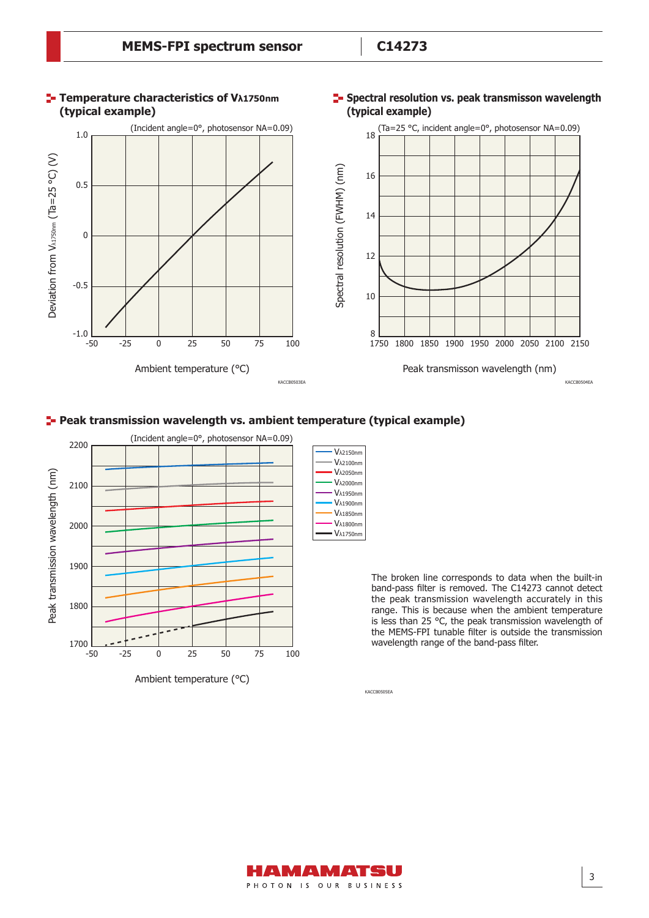## Temperature characteristics of $V_{\lambda 1750nm}$ (typical example)

(Incident angle=0°, photosensor NA=0.09)

Deviation from $V_{\lambda 1750nm}$ (Ta=25 °C) (V)

Ambient temperature (°C)

KACCB0503EA

## Spectral resolution vs. peak transmisson wavelength (typical example)

(Ta=25 °C, incident angle=0°, photosensor NA=0.09)

Spectral resolution (FWHM) (nm)

Peak transmisson wavelength (nm)

KACCB0504EA

## Peak transmission wavelength vs. ambient temperature (typical example)

(Incident angle=0°, photosensor NA=0.09)

Peak transmission wavelength (nm)

Ambient temperature (°C)

$V_{\lambda 2150nm}$, $V_{\lambda 2100nm}$, $V_{\lambda 2050nm}$, $V_{\lambda 2000nm}$, $V_{\lambda 1950nm}$, $V_{\lambda 1900nm}$, $V_{\lambda 1850nm}$, $V_{\lambda 1800nm}$, $V_{\lambda 1750nm}$

The broken line corresponds to data when the built-in band-pass filter is removed. The C14273 cannot detect the peak transmission wavelength accurately in this range. This is because when the ambient temperature is less than 25 °C, the peak transmission wavelength of the MEMS-FPI tunable filter is outside the transmission wavelength range of the band-pass filter.

KACCB0505EA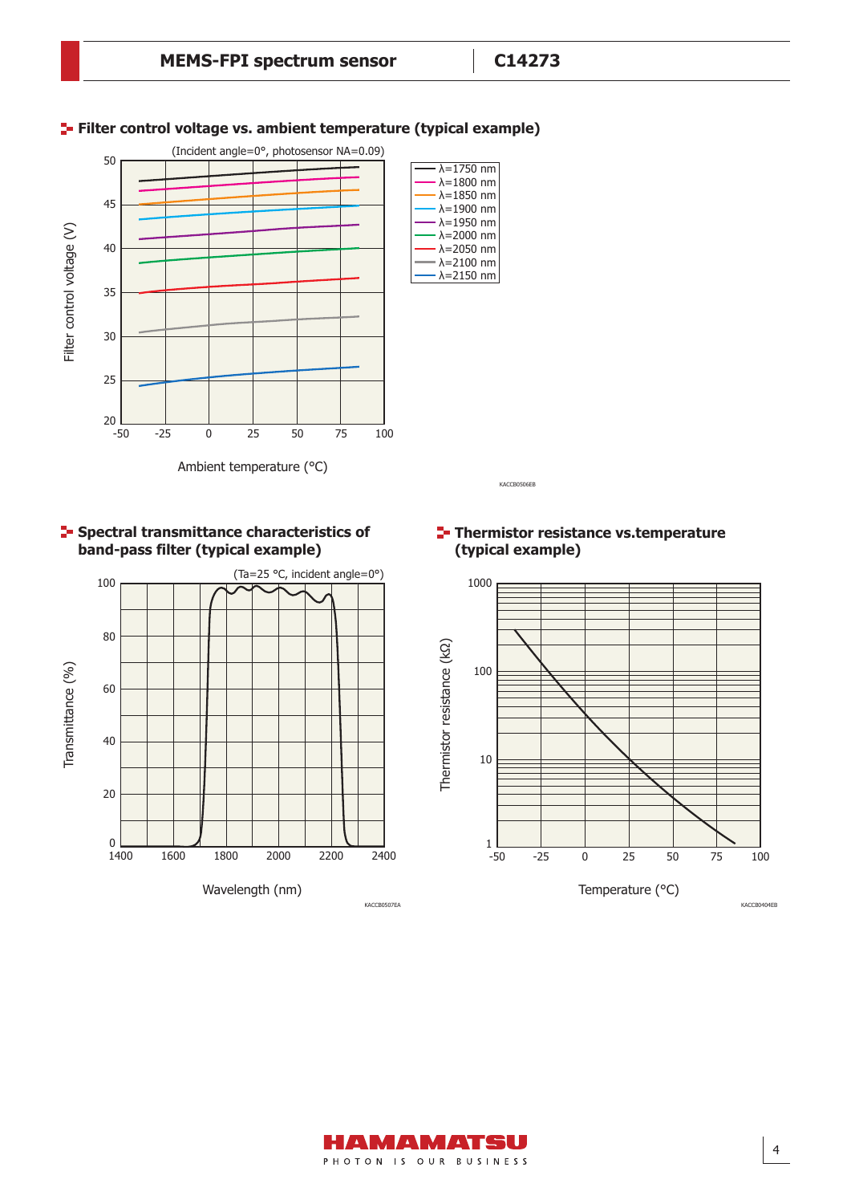## Filter control voltage vs. ambient temperature (typical example)

(Incident angle=0°, photosensor NA=0.09)

Filter control voltage (V)

Ambient temperature (°C)

λ=1750 nm
λ=1800 nm
λ=1850 nm
λ=1900 nm
λ=1950 nm
λ=2000 nm
λ=2050 nm
λ=2100 nm
λ=2150 nm

KACCB0506EB

## Spectral transmittance characteristics of band-pass filter (typical example)

(Ta=25 °C, incident angle=0°)

Transmittance (%)

Wavelength (nm)

KACCB0507EA

## Thermistor resistance vs.temperature (typical example)

Thermistor resistance (kΩ)

Temperature (°C)

KACCB0404EB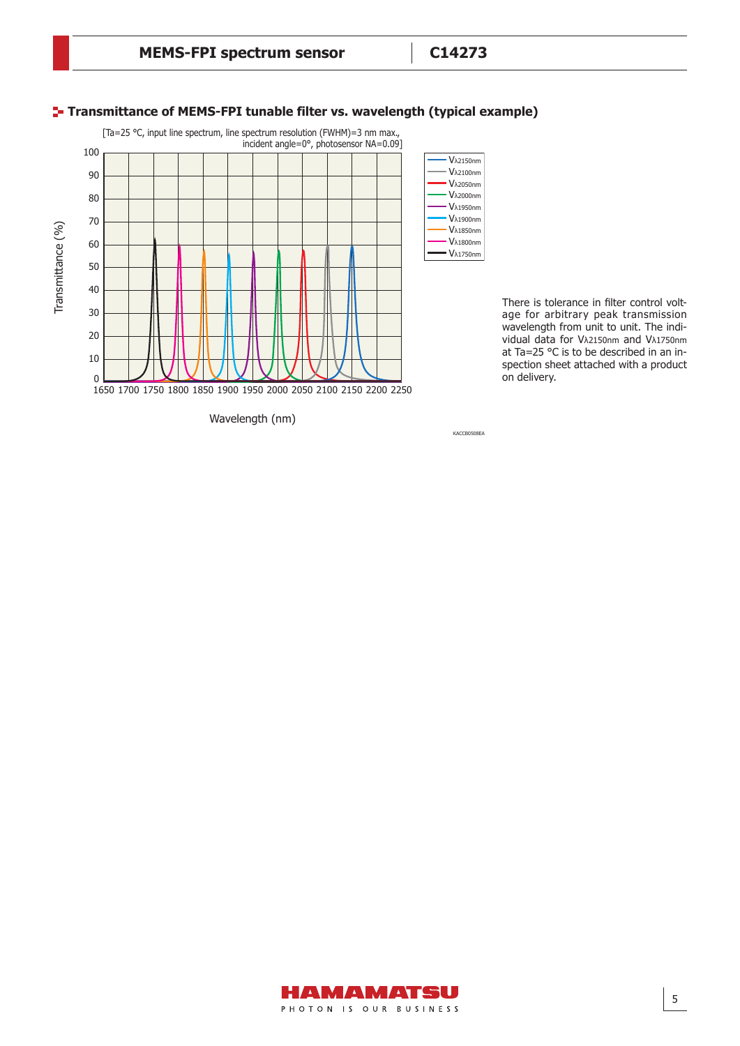## Transmittance of MEMS-FPI tunable filter vs. wavelength (typical example)

[Ta=25 °C, input line spectrum, line spectrum resolution (FWHM)=3 nm max., incident angle=0°, photosensor NA=0.09]

There is tolerance in filter control voltage for arbitrary peak transmission wavelength from unit to unit. The individual data for $V_{\lambda 2150nm}$ and $V_{\lambda 1750nm}$ at Ta=25 °C is to be described in an inspection sheet attached with a product on delivery.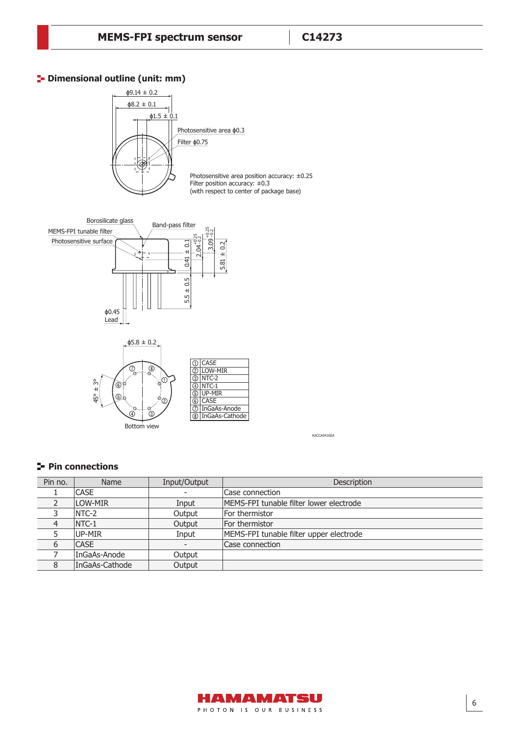## Dimensional outline (unit: mm)

ϕ9.14 ± 0.2

ϕ8.2 ± 0.1

ϕ1.5 ± 0.1

Photosensitive area ϕ0.3

Filter ϕ0.75

Photosensitive area position accuracy: ±0.25
Filter position accuracy: ±0.3
(with respect to center of package base)

Borosilicate glass

MEMS-FPI tunable filter

Photosensitive surface

Band-pass filter

0.41 ± 0.1

$2.04^{+0.25}_{-0.2}$

$3.09^{+0.25}_{-0.2}$

5.81 ± 0.2

5.5 ± 0.5

ϕ0.45
Lead

ϕ5.8 ± 0.2

45° ± 3°

Bottom view

| | |
|---|---|
| ① | CASE |
| ② | LOW-MIR |
| ③ | NTC-2 |
| ④ | NTC-1 |
| ⑤ | UP-MIR |
| ⑥ | CASE |
| ⑦ | InGaAs-Anode |
| ⑧ | InGaAs-Cathode |

KACCA0416EA

## Pin connections

| Pin no. | Name | Input/Output | Description |
|---|---|---|---|
| 1 | CASE | - | Case connection |
| 2 | LOW-MIR | Input | MEMS-FPI tunable filter lower electrode |
| 3 | NTC-2 | Output | For thermistor |
| 4 | NTC-1 | Output | For thermistor |
| 5 | UP-MIR | Input | MEMS-FPI tunable filter upper electrode |
| 6 | CASE | - | Case connection |
| 7 | InGaAs-Anode | Output | |
| 8 | InGaAs-Cathode | Output | |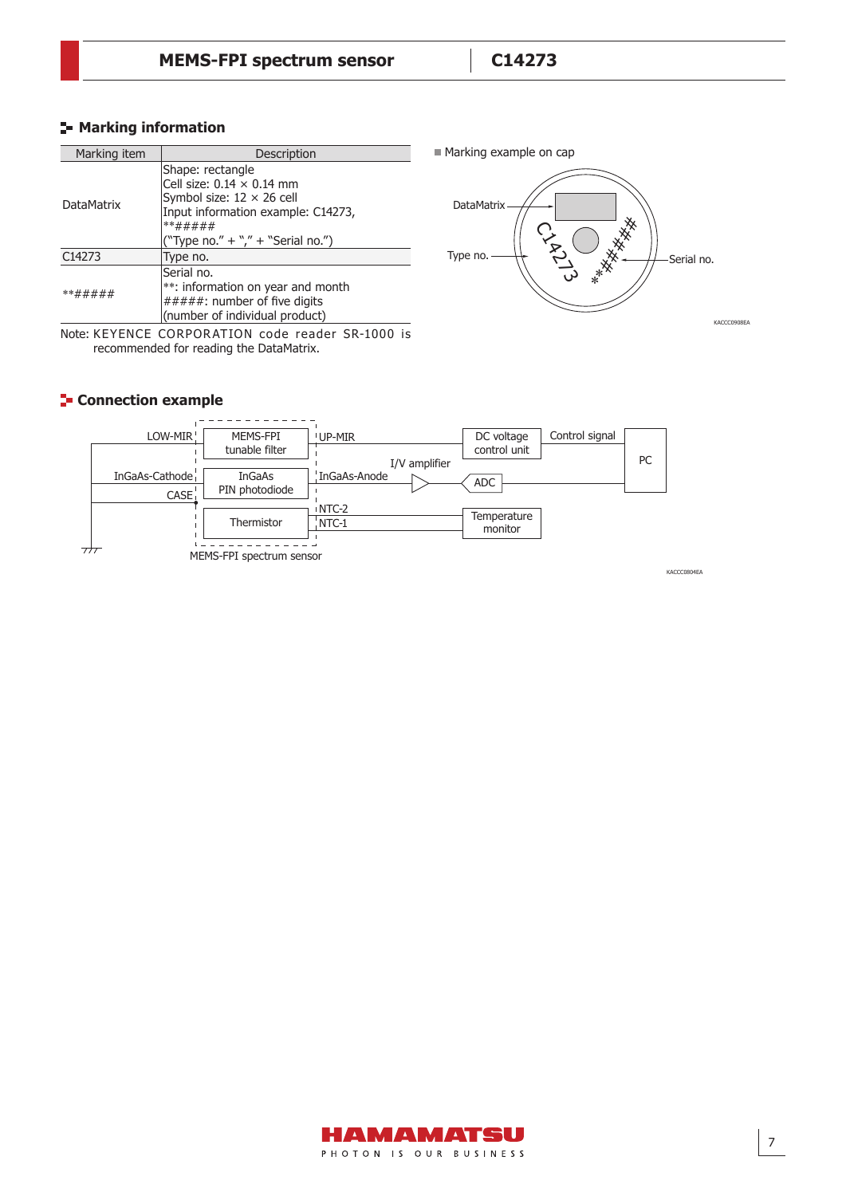## Marking information

| Marking item | Description |
|---|---|
| DataMatrix | Shape: rectangle<br>Cell size: 0.14 × 0.14 mm<br>Symbol size: 12 × 26 cell<br>Input information example: C14273, **#####<br>("Type no." + "," + "Serial no.") |
| C14273 | Type no. |
| **##### | Serial no.<br>**: information on year and month<br>#####: number of five digits<br>(number of individual product) |

Note: KEYENCE CORPORATION code reader SR-1000 is recommended for reading the DataMatrix.

■ Marking example on cap

DataMatrix

Type no.

C14273

**#####

Serial no.

KACCC0908EA

## Connection example

LOW-MIR MEMS-FPI tunable filter UP-MIR DC voltage control unit Control signal PC

InGaAs-Cathode InGaAs PIN photodiode InGaAs-Anode I/V amplifier ADC

CASE

Thermistor NTC-2 NTC-1 Temperature monitor

MEMS-FPI spectrum sensor

KACCC0804EA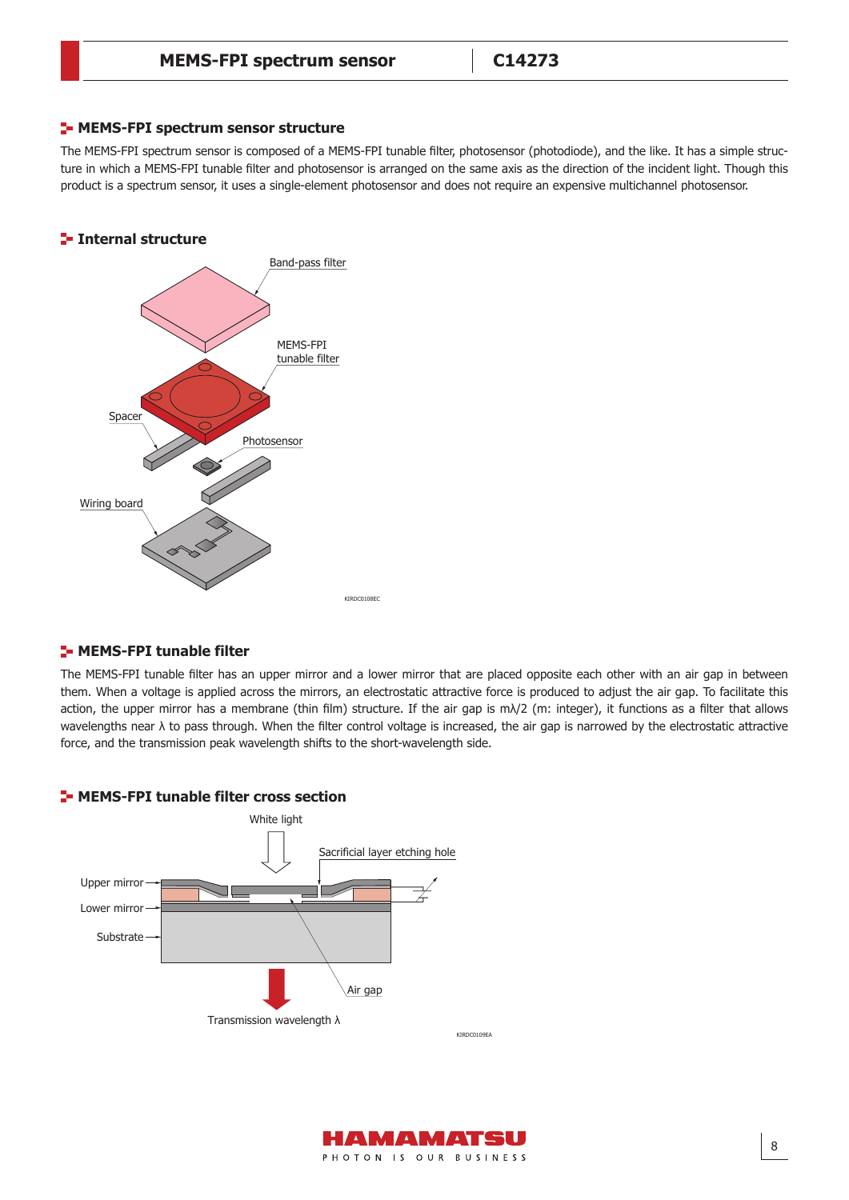## MEMS-FPI spectrum sensor structure

The MEMS-FPI spectrum sensor is composed of a MEMS-FPI tunable filter, photosensor (photodiode), and the like. It has a simple structure in which a MEMS-FPI tunable filter and photosensor is arranged on the same axis as the direction of the incident light. Though this product is a spectrum sensor, it uses a single-element photosensor and does not require an expensive multichannel photosensor.

## Internal structure

Band-pass filter

MEMS-FPI tunable filter

Spacer

Photosensor

Wiring board

KIRDC0108EC

## MEMS-FPI tunable filter

The MEMS-FPI tunable filter has an upper mirror and a lower mirror that are placed opposite each other with an air gap in between them. When a voltage is applied across the mirrors, an electrostatic attractive force is produced to adjust the air gap. To facilitate this action, the upper mirror has a membrane (thin film) structure. If the air gap is $m\lambda/2$ (m: integer), it functions as a filter that allows wavelengths near $\lambda$ to pass through. When the filter control voltage is increased, the air gap is narrowed by the electrostatic attractive force, and the transmission peak wavelength shifts to the short-wavelength side.

## MEMS-FPI tunable filter cross section

White light

Sacrificial layer etching hole

Upper mirror

Lower mirror

Substrate

Air gap

Transmission wavelength $\lambda$

KIRDC0109EA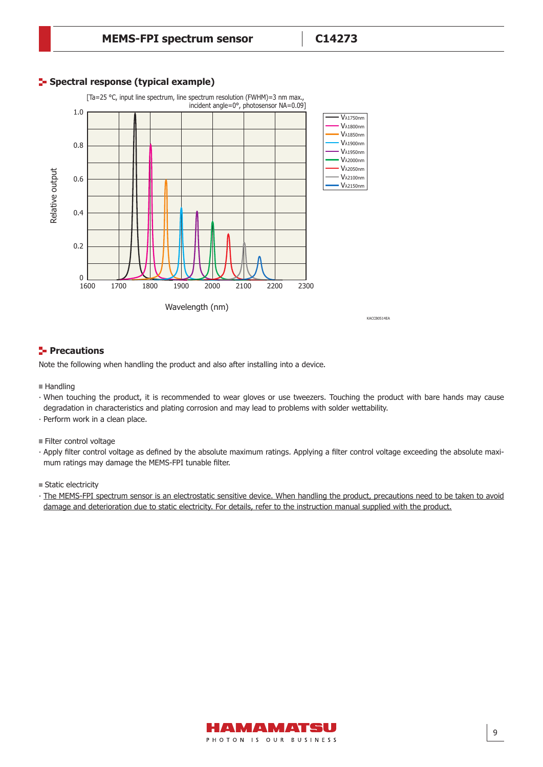## Spectral response (typical example)

[Ta=25 °C, input line spectrum, line spectrum resolution (FWHM)=3 nm max., incident angle=0°, photosensor NA=0.09]

KACCB0514EA

## Precautions

Note the following when handling the product and also after installing into a device.

■ Handling

· When touching the product, it is recommended to wear gloves or use tweezers. Touching the product with bare hands may cause degradation in characteristics and plating corrosion and may lead to problems with solder wettability.

· Perform work in a clean place.

■ Filter control voltage

· Apply filter control voltage as defined by the absolute maximum ratings. Applying a filter control voltage exceeding the absolute maximum ratings may damage the MEMS-FPI tunable filter.

■ Static electricity

· The MEMS-FPI spectrum sensor is an electrostatic sensitive device. When handling the product, precautions need to be taken to avoid damage and deterioration due to static electricity. For details, refer to the instruction manual supplied with the product.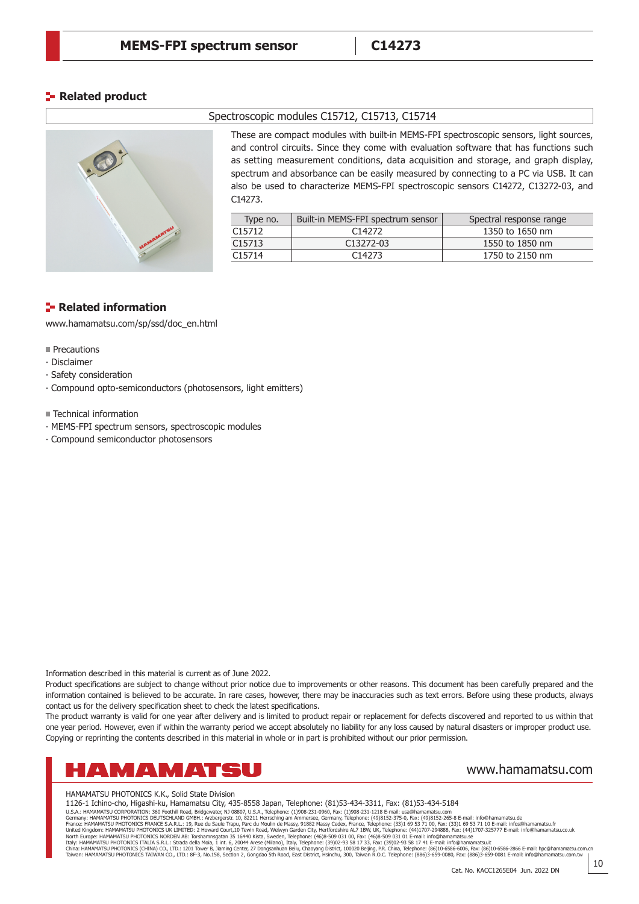## Related product

### Spectroscopic modules C15712, C15713, C15714

These are compact modules with built-in MEMS-FPI spectroscopic sensors, light sources, and control circuits. Since they come with evaluation software that has functions such as setting measurement conditions, data acquisition and storage, and graph display, spectrum and absorbance can be easily measured by connecting to a PC via USB. It can also be used to characterize MEMS-FPI spectroscopic sensors C14272, C13272-03, and C14273.

| Type no. | Built-in MEMS-FPI spectrum sensor | Spectral response range |
|---|---|---|
| C15712 | C14272 | 1350 to 1650 nm |
| C15713 | C13272-03 | 1550 to 1850 nm |
| C15714 | C14273 | 1750 to 2150 nm |

## Related information

www.hamamatsu.com/sp/ssd/doc_en.html

■ Precautions
- Disclaimer
- Safety consideration
- Compound opto-semiconductors (photosensors, light emitters)

■ Technical information
- MEMS-FPI spectrum sensors, spectroscopic modules
- Compound semiconductor photosensors

Information described in this material is current as of June 2022.

Product specifications are subject to change without prior notice due to improvements or other reasons. This document has been carefully prepared and the information contained is believed to be accurate. In rare cases, however, there may be inaccuracies such as text errors. Before using these products, always contact us for the delivery specification sheet to check the latest specifications.

The product warranty is valid for one year after delivery and is limited to product repair or replacement for defects discovered and reported to us within that one year period. However, even if within the warranty period we accept absolutely no liability for any loss caused by natural disasters or improper product use.

Copying or reprinting the contents described in this material in whole or in part is prohibited without our prior permission.

**HAMAMATSU**

www.hamamatsu.com

HAMAMATSU PHOTONICS K.K., Solid State Division

1126-1 Ichino-cho, Higashi-ku, Hamamatsu City, 435-8558 Japan, Telephone: (81)53-434-3311, Fax: (81)53-434-5184

U.S.A.: HAMAMATSU CORPORATION: 360 Foothill Road, Bridgewater, NJ 08807, U.S.A., Telephone: (1)908-231-0960, Fax: (1)908-231-1218 E-mail: usa@hamamatsu.com
Germany: HAMAMATSU PHOTONICS DEUTSCHLAND GMBH.: Arzbergerstr. 10, 82211 Herrsching am Ammersee, Germany, Telephone: (49)8152-375-0, Fax: (49)8152-265-8 E-mail: info@hamamatsu.de
France: HAMAMATSU PHOTONICS FRANCE S.A.R.L.: 19, Rue du Saule Trapu, Parc du Moulin de Massy, 91882 Massy Cedex, France, Telephone: (33)1 69 53 71 00, Fax: (33)1 69 53 71 10 E-mail: infos@hamamatsu.fr
United Kingdom: HAMAMATSU PHOTONICS UK LIMITED: 2 Howard Court,10 Tewin Road, Welwyn Garden City, Hertfordshire AL7 1BW, UK, Telephone: (44)1707-294888, Fax: (44)1707-325777 E-mail: info@hamamatsu.co.uk
North Europe: HAMAMATSU PHOTONICS NORDEN AB: Torshamnsgatan 35 16440 Kista, Sweden, Telephone: (46)8-509 031 00, Fax: (46)8-509 031 01 E-mail: info@hamamatsu.se
Italy: HAMAMATSU PHOTONICS ITALIA S.R.L.: Strada della Moia, 1 int. 6, 20044 Arese (Milano), Italy, Telephone: (39)02-93 58 17 33, Fax: (39)02-93 58 17 41 E-mail: info@hamamatsu.it
China: HAMAMATSU PHOTONICS (CHINA) CO., LTD.: 1201 Tower B, Jiaming Center, 27 Dongsanhuan Beilu, Chaoyang District, 100020 Beijing, P.R. China, Telephone: (86)10-6586-6006, Fax: (86)10-6586-2866 E-mail: hpc@hamamatsu.com.cn
Taiwan: HAMAMATSU PHOTONICS TAIWAN CO., LTD.: 8F-3, No.158, Section 2, Gongdao 5th Road, East District, Hsinchu, 300, Taiwan R.O.C. Telephone: (886)3-659-0080, Fax: (886)3-659-0081 E-mail: info@hamamatsu.com.tw

Cat. No. KACC1265E04 Jun. 2022 DN